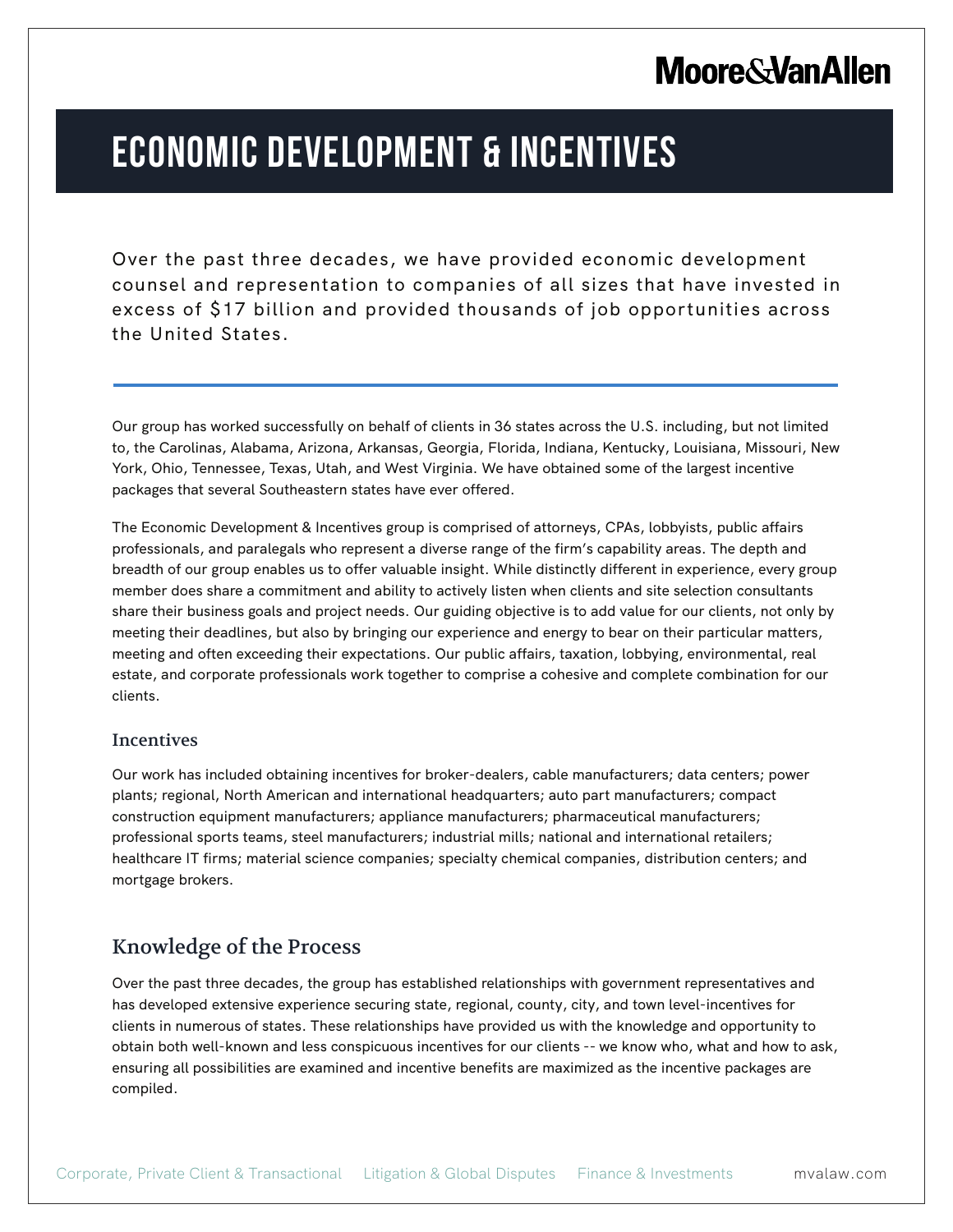Moore&VanAllen

# ECONOMIC DEVELOPMENT & INCENTIVES

Over the past three decades, we have provided economic development counsel and representation to companies of all sizes that have invested in excess of $17 billion and provided thousands of job opportunities across the United States.

---

Our group has worked successfully on behalf of clients in 36 states across the U.S. including, but not limited to, the Carolinas, Alabama, Arizona, Arkansas, Georgia, Florida, Indiana, Kentucky, Louisiana, Missouri, New York, Ohio, Tennessee, Texas, Utah, and West Virginia. We have obtained some of the largest incentive packages that several Southeastern states have ever offered.

The Economic Development & Incentives group is comprised of attorneys, CPAs, lobbyists, public affairs professionals, and paralegals who represent a diverse range of the firm's capability areas. The depth and breadth of our group enables us to offer valuable insight. While distinctly different in experience, every group member does share a commitment and ability to actively listen when clients and site selection consultants share their business goals and project needs. Our guiding objective is to add value for our clients, not only by meeting their deadlines, but also by bringing our experience and energy to bear on their particular matters, meeting and often exceeding their expectations. Our public affairs, taxation, lobbying, environmental, real estate, and corporate professionals work together to comprise a cohesive and complete combination for our clients.

### Incentives

Our work has included obtaining incentives for broker-dealers, cable manufacturers; data centers; power plants; regional, North American and international headquarters; auto part manufacturers; compact construction equipment manufacturers; appliance manufacturers; pharmaceutical manufacturers; professional sports teams, steel manufacturers; industrial mills; national and international retailers; healthcare IT firms; material science companies; specialty chemical companies, distribution centers; and mortgage brokers.

## Knowledge of the Process

Over the past three decades, the group has established relationships with government representatives and has developed extensive experience securing state, regional, county, city, and town level-incentives for clients in numerous of states. These relationships have provided us with the knowledge and opportunity to obtain both well-known and less conspicuous incentives for our clients -- we know who, what and how to ask, ensuring all possibilities are examined and incentive benefits are maximized as the incentive packages are compiled.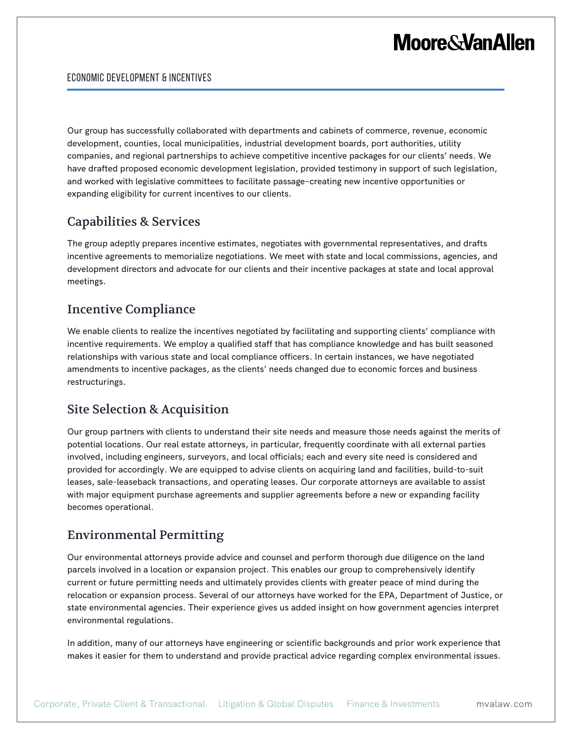Our group has successfully collaborated with departments and cabinets of commerce, revenue, economic development, counties, local municipalities, industrial development boards, port authorities, utility companies, and regional partnerships to achieve competitive incentive packages for our clients' needs. We have drafted proposed economic development legislation, provided testimony in support of such legislation, and worked with legislative committees to facilitate passage–creating new incentive opportunities or expanding eligibility for current incentives to our clients.

## Capabilities & Services

The group adeptly prepares incentive estimates, negotiates with governmental representatives, and drafts incentive agreements to memorialize negotiations. We meet with state and local commissions, agencies, and development directors and advocate for our clients and their incentive packages at state and local approval meetings.

## Incentive Compliance

We enable clients to realize the incentives negotiated by facilitating and supporting clients' compliance with incentive requirements. We employ a qualified staff that has compliance knowledge and has built seasoned relationships with various state and local compliance officers. In certain instances, we have negotiated amendments to incentive packages, as the clients' needs changed due to economic forces and business restructurings.

## Site Selection & Acquisition

Our group partners with clients to understand their site needs and measure those needs against the merits of potential locations. Our real estate attorneys, in particular, frequently coordinate with all external parties involved, including engineers, surveyors, and local officials; each and every site need is considered and provided for accordingly. We are equipped to advise clients on acquiring land and facilities, build-to-suit leases, sale-leaseback transactions, and operating leases. Our corporate attorneys are available to assist with major equipment purchase agreements and supplier agreements before a new or expanding facility becomes operational.

## Environmental Permitting

Our environmental attorneys provide advice and counsel and perform thorough due diligence on the land parcels involved in a location or expansion project. This enables our group to comprehensively identify current or future permitting needs and ultimately provides clients with greater peace of mind during the relocation or expansion process. Several of our attorneys have worked for the EPA, Department of Justice, or state environmental agencies. Their experience gives us added insight on how government agencies interpret environmental regulations.

In addition, many of our attorneys have engineering or scientific backgrounds and prior work experience that makes it easier for them to understand and provide practical advice regarding complex environmental issues.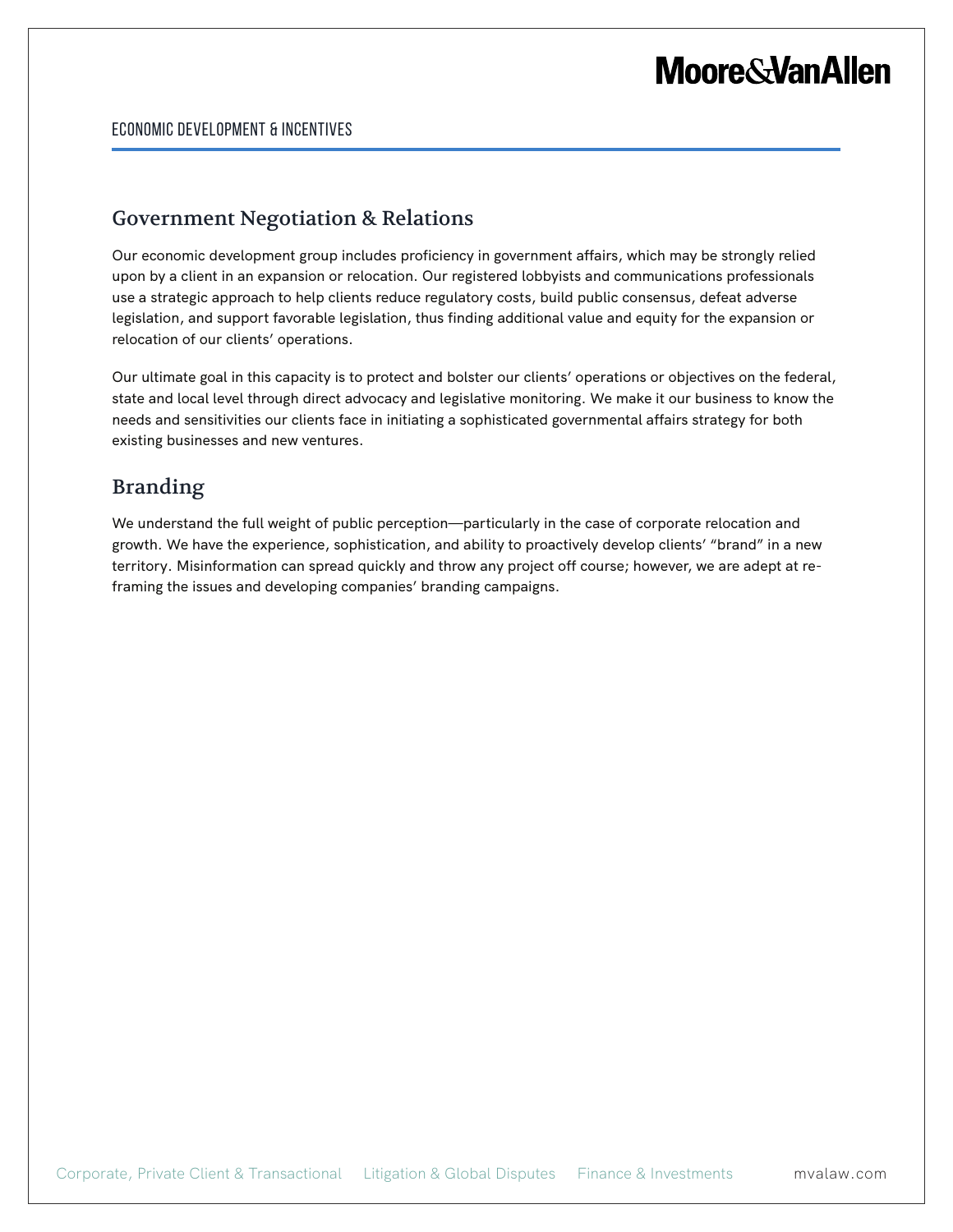## Government Negotiation & Relations

Our economic development group includes proficiency in government affairs, which may be strongly relied upon by a client in an expansion or relocation. Our registered lobbyists and communications professionals use a strategic approach to help clients reduce regulatory costs, build public consensus, defeat adverse legislation, and support favorable legislation, thus finding additional value and equity for the expansion or relocation of our clients' operations.

Our ultimate goal in this capacity is to protect and bolster our clients' operations or objectives on the federal, state and local level through direct advocacy and legislative monitoring. We make it our business to know the needs and sensitivities our clients face in initiating a sophisticated governmental affairs strategy for both existing businesses and new ventures.

## Branding

We understand the full weight of public perception—particularly in the case of corporate relocation and growth. We have the experience, sophistication, and ability to proactively develop clients' "brand" in a new territory. Misinformation can spread quickly and throw any project off course; however, we are adept at re-framing the issues and developing companies' branding campaigns.